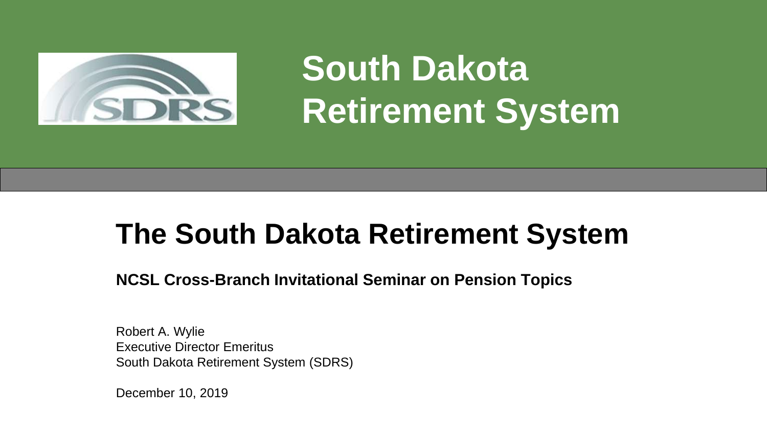# South Dakota Retirement System

## The South Dakota Retirement System

**NCSL Cross-Branch Invitational Seminar on Pension Topics**

Robert A. Wylie
Executive Director Emeritus
South Dakota Retirement System (SDRS)

December 10, 2019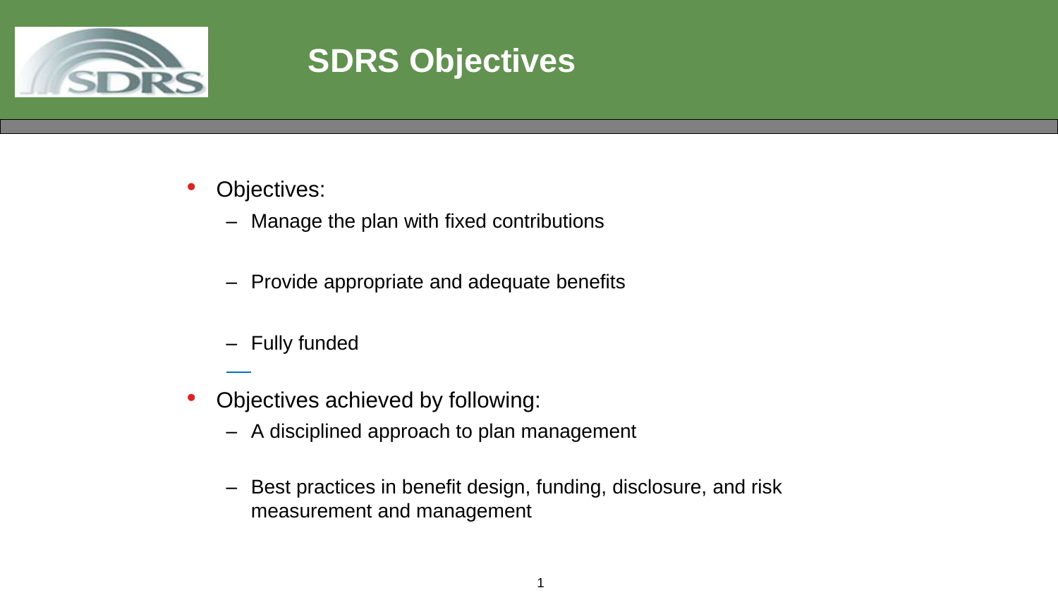# SDRS Objectives

- Objectives:
  - Manage the plan with fixed contributions
  - Provide appropriate and adequate benefits
  - Fully funded
- Objectives achieved by following:
  - A disciplined approach to plan management
  - Best practices in benefit design, funding, disclosure, and risk measurement and management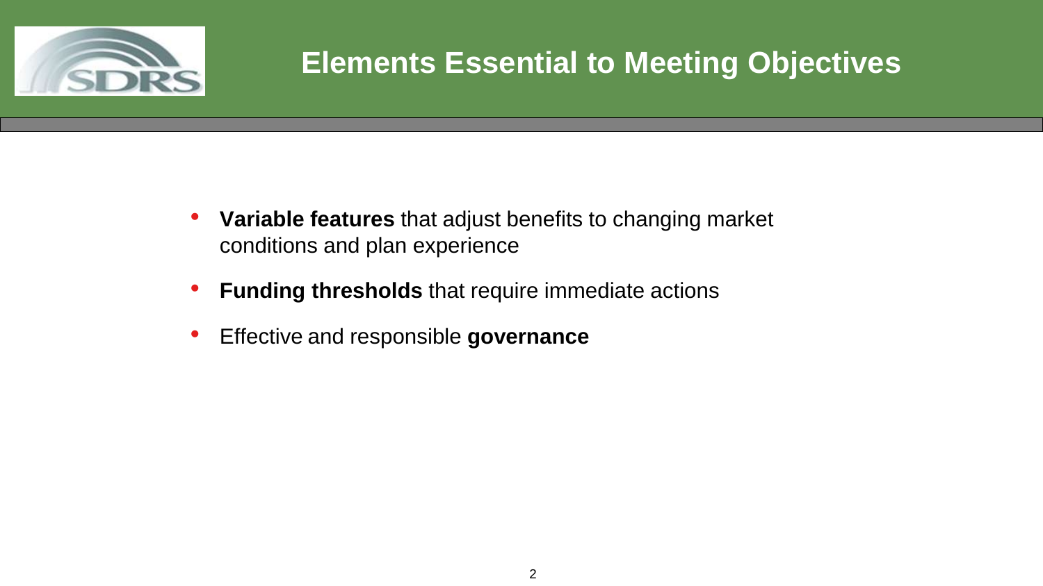# Elements Essential to Meeting Objectives

- **Variable features** that adjust benefits to changing market conditions and plan experience
- **Funding thresholds** that require immediate actions
- Effective and responsible **governance**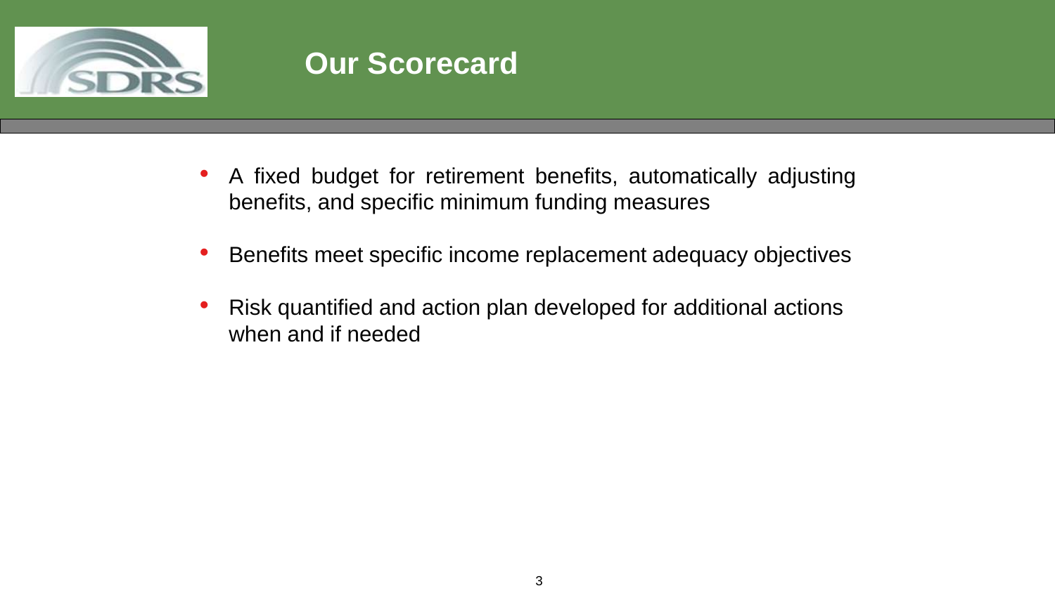# Our Scorecard

- A fixed budget for retirement benefits, automatically adjusting benefits, and specific minimum funding measures
- Benefits meet specific income replacement adequacy objectives
- Risk quantified and action plan developed for additional actions when and if needed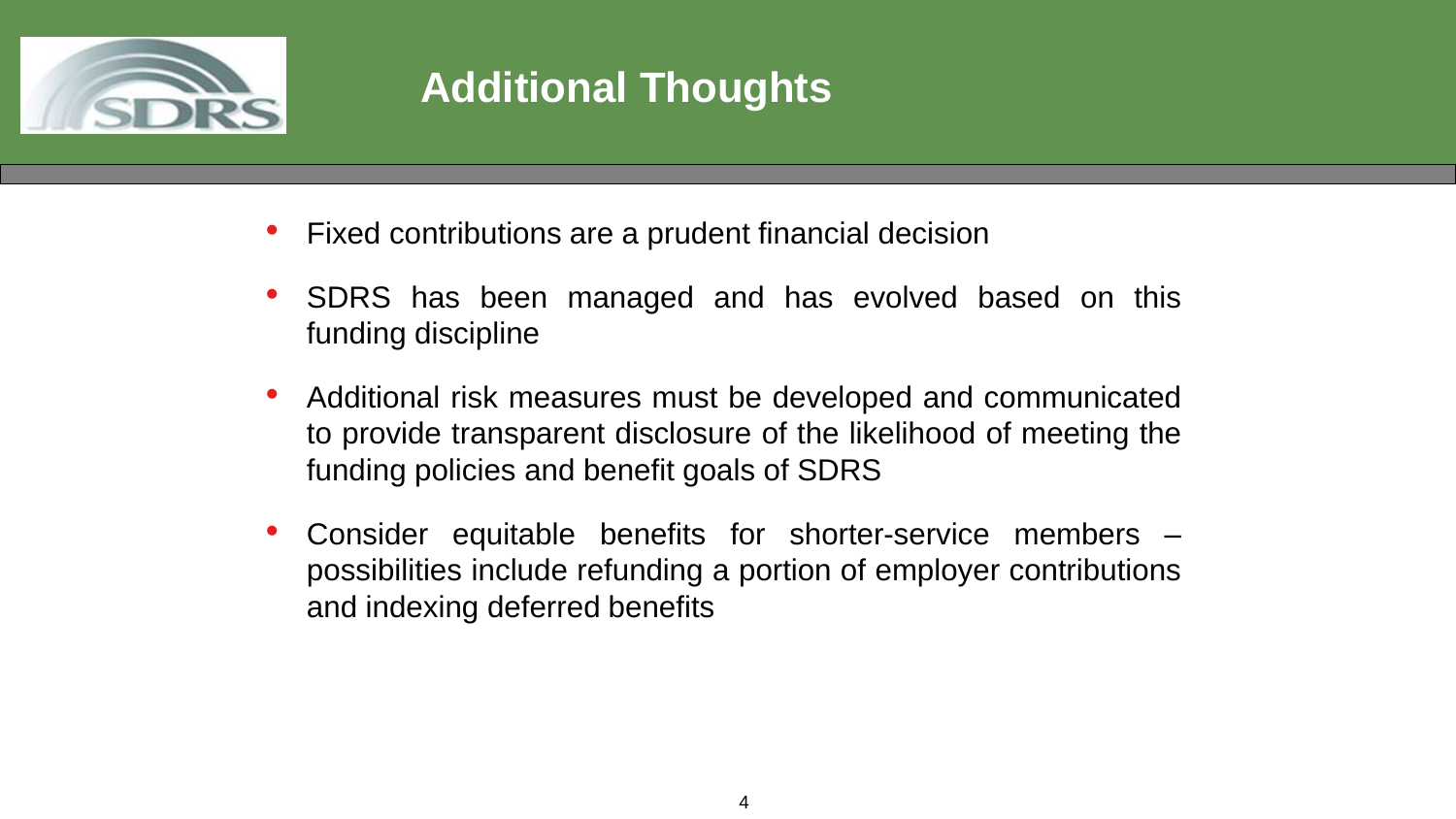# Additional Thoughts

- Fixed contributions are a prudent financial decision
- SDRS has been managed and has evolved based on this funding discipline
- Additional risk measures must be developed and communicated to provide transparent disclosure of the likelihood of meeting the funding policies and benefit goals of SDRS
- Consider equitable benefits for shorter-service members – possibilities include refunding a portion of employer contributions and indexing deferred benefits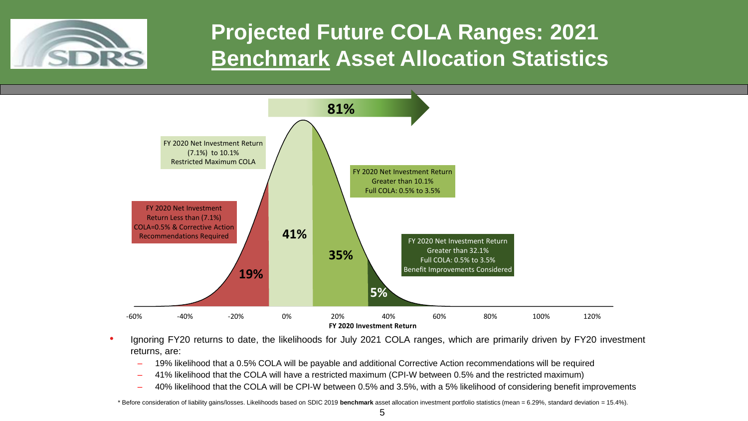# Projected Future COLA Ranges: 2021 Benchmark Asset Allocation Statistics

81%

FY 2020 Net Investment Return (7.1%) to 10.1% Restricted Maximum COLA

FY 2020 Net Investment Return Greater than 10.1% Full COLA: 0.5% to 3.5%

FY 2020 Net Investment Return Less than (7.1%) COLA=0.5% & Corrective Action Recommendations Required

FY 2020 Net Investment Return Greater than 32.1% Full COLA: 0.5% to 3.5% Benefit Improvements Considered

19% | 41% | 35% | 5%

-60% | -40% | -20% | 0% | 20% | 40% | 60% | 80% | 100% | 120%

**FY 2020 Investment Return**

- Ignoring FY20 returns to date, the likelihoods for July 2021 COLA ranges, which are primarily driven by FY20 investment returns, are:
  - 19% likelihood that a 0.5% COLA will be payable and additional Corrective Action recommendations will be required
  - 41% likelihood that the COLA will have a restricted maximum (CPI-W between 0.5% and the restricted maximum)
  - 40% likelihood that the COLA will be CPI-W between 0.5% and 3.5%, with a 5% likelihood of considering benefit improvements

* Before consideration of liability gains/losses. Likelihoods based on SDIC 2019 **benchmark** asset allocation investment portfolio statistics (mean = 6.29%, standard deviation = 15.4%).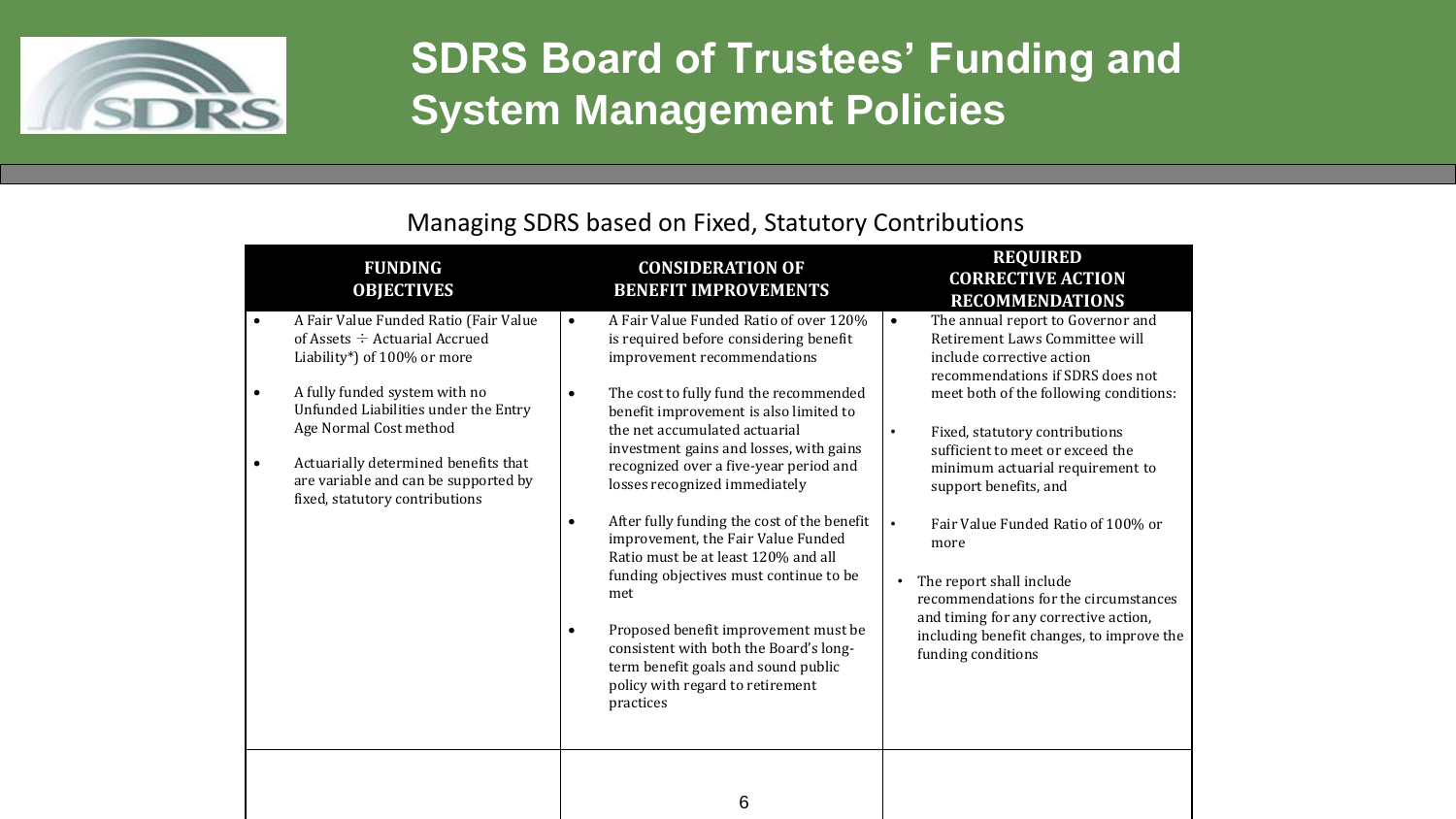# SDRS Board of Trustees' Funding and System Management Policies

## Managing SDRS based on Fixed, Statutory Contributions

| FUNDING OBJECTIVES | CONSIDERATION OF BENEFIT IMPROVEMENTS | REQUIRED CORRECTIVE ACTION RECOMMENDATIONS |
|---|---|---|
| • A Fair Value Funded Ratio (Fair Value of Assets ÷ Actuarial Accrued Liability*) of 100% or more<br>• A fully funded system with no Unfunded Liabilities under the Entry Age Normal Cost method<br>• Actuarially determined benefits that are variable and can be supported by fixed, statutory contributions | • A Fair Value Funded Ratio of over 120% is required before considering benefit improvement recommendations<br>• The cost to fully fund the recommended benefit improvement is also limited to the net accumulated actuarial investment gains and losses, with gains recognized over a five-year period and losses recognized immediately<br>• After fully funding the cost of the benefit improvement, the Fair Value Funded Ratio must be at least 120% and all funding objectives must continue to be met<br>• Proposed benefit improvement must be consistent with both the Board's long-term benefit goals and sound public policy with regard to retirement practices | • The annual report to Governor and Retirement Laws Committee will include corrective action recommendations if SDRS does not meet both of the following conditions:<br>• Fixed, statutory contributions sufficient to meet or exceed the minimum actuarial requirement to support benefits, and<br>• Fair Value Funded Ratio of 100% or more<br>• The report shall include recommendations for the circumstances and timing for any corrective action, including benefit changes, to improve the funding conditions |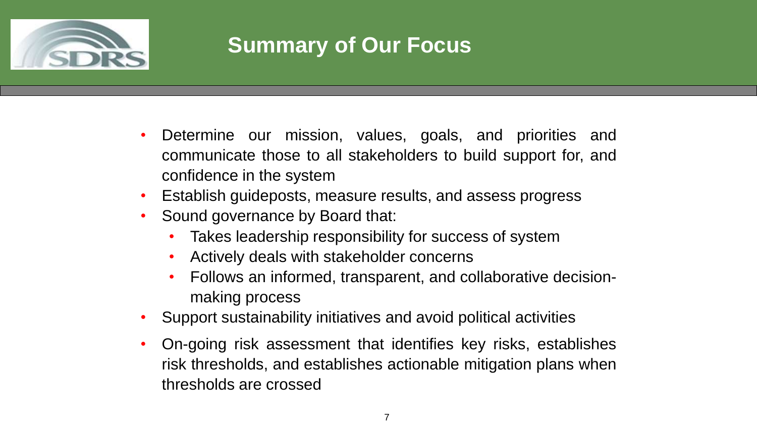# Summary of Our Focus

- Determine our mission, values, goals, and priorities and communicate those to all stakeholders to build support for, and confidence in the system
- Establish guideposts, measure results, and assess progress
- Sound governance by Board that:
  - Takes leadership responsibility for success of system
  - Actively deals with stakeholder concerns
  - Follows an informed, transparent, and collaborative decision-making process
- Support sustainability initiatives and avoid political activities
- On-going risk assessment that identifies key risks, establishes risk thresholds, and establishes actionable mitigation plans when thresholds are crossed